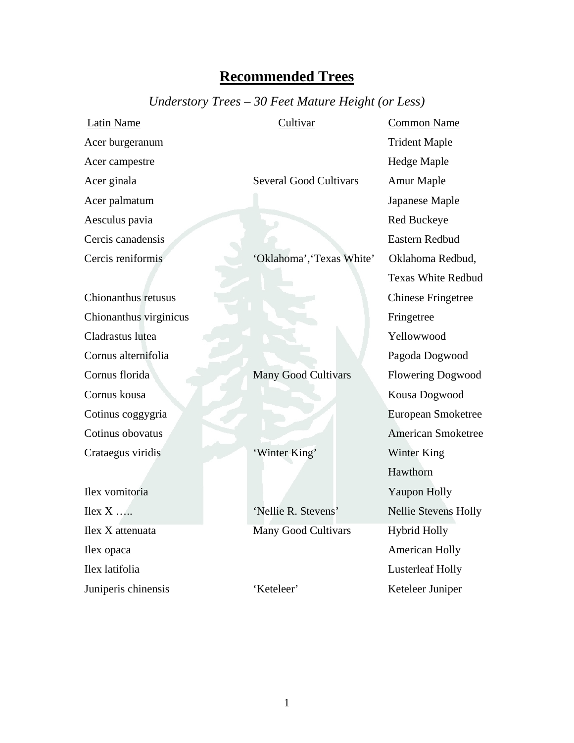# Recommended Trees

*Understory Trees – 30 Feet Mature Height (or Less)*

| Latin Name | Cultivar | Common Name |
|---|---|---|
| Acer burgeranum | | Trident Maple |
| Acer campestre | | Hedge Maple |
| Acer ginala | Several Good Cultivars | Amur Maple |
| Acer palmatum | | Japanese Maple |
| Aesculus pavia | | Red Buckeye |
| Cercis canadensis | | Eastern Redbud |
| Cercis reniformis | 'Oklahoma','Texas White' | Oklahoma Redbud, Texas White Redbud |
| Chionanthus retusus | | Chinese Fringetree |
| Chionanthus virginicus | | Fringetree |
| Cladrastus lutea | | Yellowwood |
| Cornus alternifolia | | Pagoda Dogwood |
| Cornus florida | Many Good Cultivars | Flowering Dogwood |
| Cornus kousa | | Kousa Dogwood |
| Cotinus coggygria | | European Smoketree |
| Cotinus obovatus | | American Smoketree |
| Crataegus viridis | 'Winter King' | Winter King Hawthorn |
| Ilex vomitoria | | Yaupon Holly |
| Ilex X ….. | 'Nellie R. Stevens' | Nellie Stevens Holly |
| Ilex X attenuata | Many Good Cultivars | Hybrid Holly |
| Ilex opaca | | American Holly |
| Ilex latifolia | | Lusterleaf Holly |
| Juniperis chinensis | 'Keteleer' | Keteleer Juniper |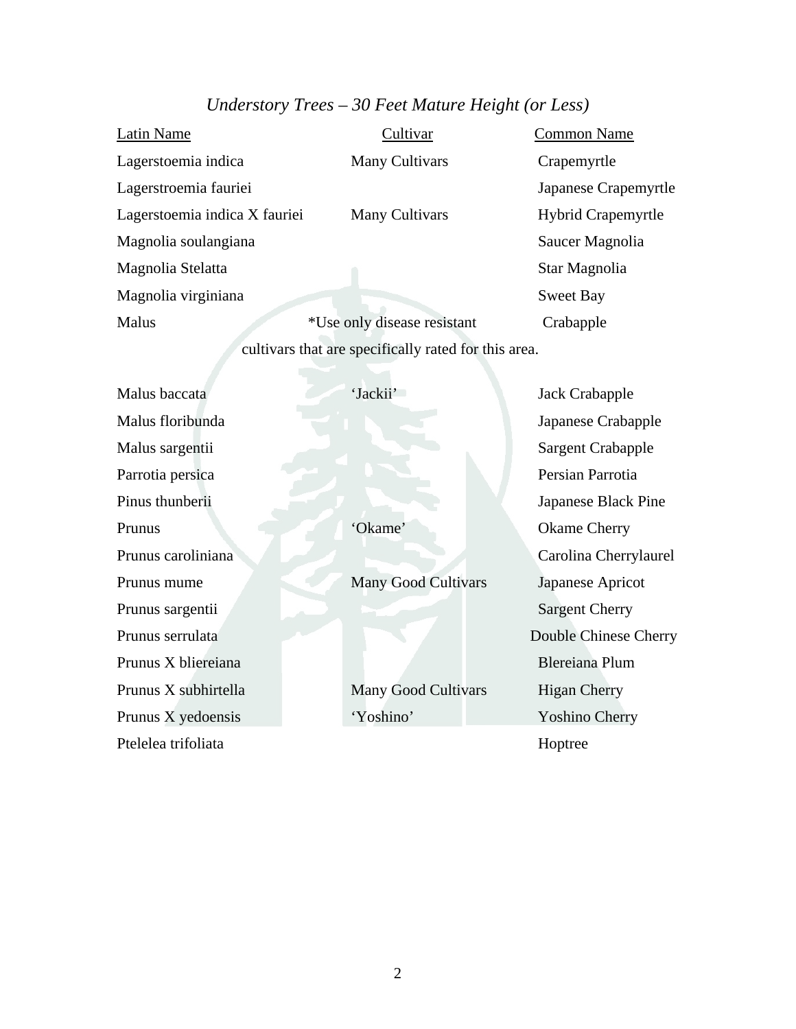*Understory Trees – 30 Feet Mature Height (or Less)*

| Latin Name | Cultivar | Common Name |
|---|---|---|
| Lagerstoemia indica | Many Cultivars | Crapemyrtle |
| Lagerstroemia fauriei | | Japanese Crapemyrtle |
| Lagerstoemia indica X fauriei | Many Cultivars | Hybrid Crapemyrtle |
| Magnolia soulangiana | | Saucer Magnolia |
| Magnolia Stelatta | | Star Magnolia |
| Magnolia virginiana | | Sweet Bay |
| Malus | *Use only disease resistant cultivars that are specifically rated for this area. | Crabapple |
| Malus baccata | 'Jackii' | Jack Crabapple |
| Malus floribunda | | Japanese Crabapple |
| Malus sargentii | | Sargent Crabapple |
| Parrotia persica | | Persian Parrotia |
| Pinus thunberii | | Japanese Black Pine |
| Prunus | 'Okame' | Okame Cherry |
| Prunus caroliniana | | Carolina Cherrylaurel |
| Prunus mume | Many Good Cultivars | Japanese Apricot |
| Prunus sargentii | | Sargent Cherry |
| Prunus serrulata | | Double Chinese Cherry |
| Prunus X bliereiana | | Blereiana Plum |
| Prunus X subhirtella | Many Good Cultivars | Higan Cherry |
| Prunus X yedoensis | 'Yoshino' | Yoshino Cherry |
| Ptelelea trifoliata | | Hoptree |